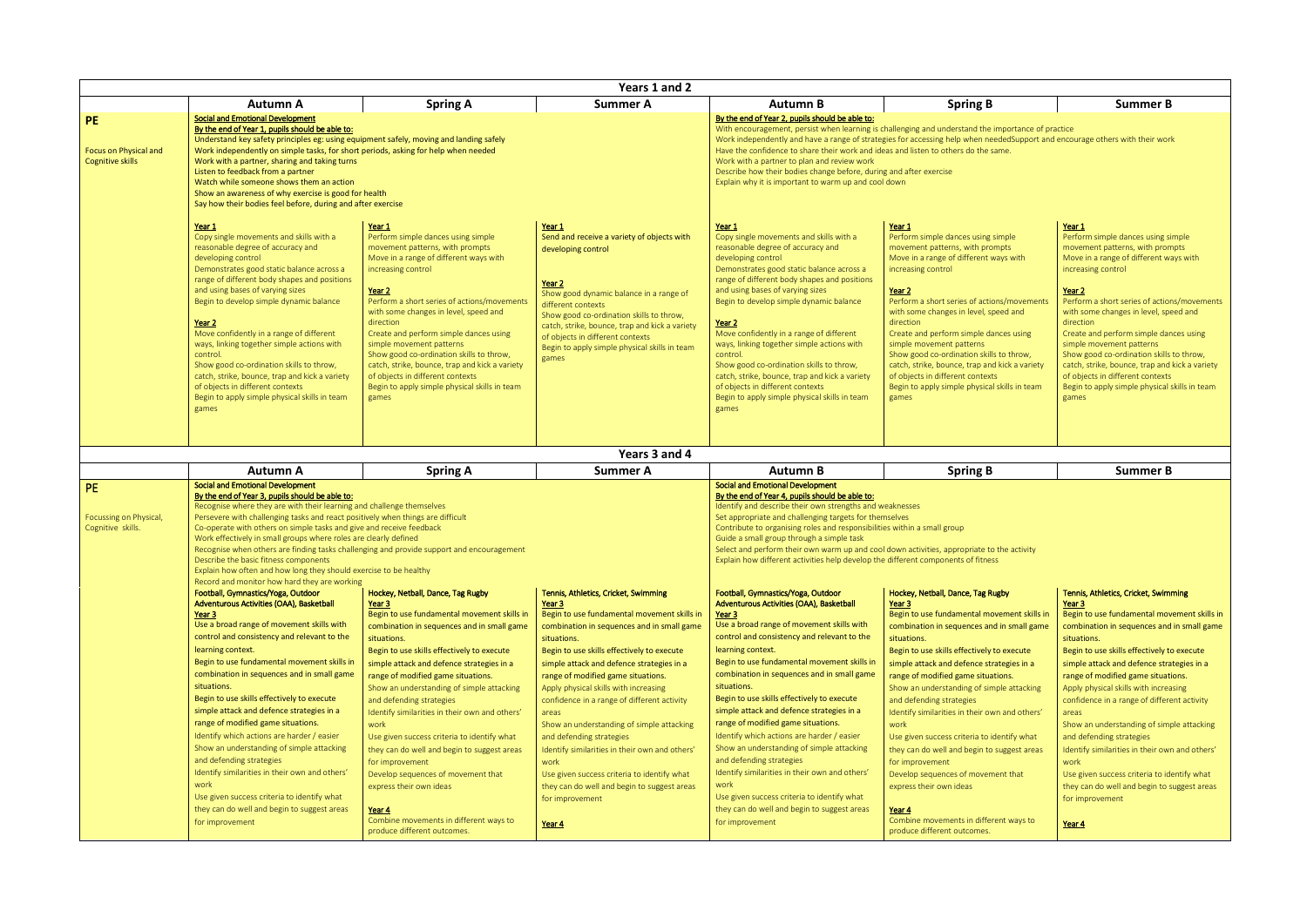## Years 1 and 2

| | Autumn A | Spring A | Summer A | Autumn B | Spring B | Summer B |
|---|---|---|---|---|---|---|
| **PE**<br><br>Focus on Physical and Cognitive skills | **Social and Emotional Development**<br>By the end of Year 1, pupils should be able to:<br>Understand key safety principles eg: using equipment safely, moving and landing safely<br>Work independently on simple tasks, for short periods, asking for help when needed<br>Work with a partner, sharing and taking turns<br>Listen to feedback from a partner<br>Watch while someone shows them an action<br>Show an awareness of why exercise is good for health<br>Say how their bodies feel before, during and after exercise | | | By the end of Year 2, pupils should be able to:<br>With encouragement, persist when learning is challenging and understand the importance of practice<br>Work independently and have a range of strategies for accessing help when neededSupport and encourage others with their work<br>Have the confidence to share their work and ideas and listen to others do the same.<br>Work with a partner to plan and review work<br>Describe how their bodies change before, during and after exercise<br>Explain why it is important to warm up and cool down | | |
| | Year 1<br>Copy single movements and skills with a reasonable degree of accuracy and developing control<br>Demonstrates good static balance across a range of different body shapes and positions and using bases of varying sizes<br>Begin to develop simple dynamic balance<br><br>Year 2<br>Move confidently in a range of different ways, linking together simple actions with control.<br>Show good co-ordination skills to throw, catch, strike, bounce, trap and kick a variety of objects in different contexts<br>Begin to apply simple physical skills in team games | Year 1<br>Perform simple dances using simple movement patterns, with prompts<br>Move in a range of different ways with increasing control<br><br>Year 2<br>Perform a short series of actions/movements with some changes in level, speed and direction<br>Create and perform simple dances using simple movement patterns<br>Show good co-ordination skills to throw, catch, strike, bounce, trap and kick a variety of objects in different contexts<br>Begin to apply simple physical skills in team games | Year 1<br>Send and receive a variety of objects with developing control<br><br>Year 2<br>Show good dynamic balance in a range of different contexts<br>Show good co-ordination skills to throw, catch, strike, bounce, trap and kick a variety of objects in different contexts<br>Begin to apply simple physical skills in team games | Year 1<br>Copy single movements and skills with a reasonable degree of accuracy and developing control<br>Demonstrates good static balance across a range of different body shapes and positions and using bases of varying sizes<br>Begin to develop simple dynamic balance<br><br>Year 2<br>Move confidently in a range of different ways, linking together simple actions with control.<br>Show good co-ordination skills to throw, catch, strike, bounce, trap and kick a variety of objects in different contexts<br>Begin to apply simple physical skills in team games | Year 1<br>Perform simple dances using simple movement patterns, with prompts<br>Move in a range of different ways with increasing control<br><br>Year 2<br>Perform a short series of actions/movements with some changes in level, speed and direction<br>Create and perform simple dances using simple movement patterns<br>Show good co-ordination skills to throw, catch, strike, bounce, trap and kick a variety of objects in different contexts<br>Begin to apply simple physical skills in team games | Year 1<br>Perform simple dances using simple movement patterns, with prompts<br>Move in a range of different ways with increasing control<br><br>Year 2<br>Perform a short series of actions/movements with some changes in level, speed and direction<br>Create and perform simple dances using simple movement patterns<br>Show good co-ordination skills to throw, catch, strike, bounce, trap and kick a variety of objects in different contexts<br>Begin to apply simple physical skills in team games |

## Years 3 and 4

| | Autumn A | Spring A | Summer A | Autumn B | Spring B | Summer B |
|---|---|---|---|---|---|---|
| **PE**<br><br>Focussing on Physical, Cognitive skills. | **Social and Emotional Development**<br>By the end of Year 3, pupils should be able to:<br>Recognise where they are with their learning and challenge themselves<br>Persevere with challenging tasks and react positively when things are difficult<br>Co-operate with others on simple tasks and give and receive feedback<br>Work effectively in small groups where roles are clearly defined<br>Recognise when others are finding tasks challenging and provide support and encouragement<br>Describe the basic fitness components<br>Explain how often and how long they should exercise to be healthy<br>Record and monitor how hard they are working | | | **Social and Emotional Development**<br>By the end of Year 4, pupils should be able to:<br>Identify and describe their own strengths and weaknesses<br>Set appropriate and challenging targets for themselves<br>Contribute to organising roles and responsibilities within a small group<br>Guide a small group through a simple task<br>Select and perform their own warm up and cool down activities, appropriate to the activity<br>Explain how different activities help develop the different components of fitness | | |
| | **Football, Gymnastics/Yoga, Outdoor Adventurous Activities (OAA), Basketball**<br>Year 3<br>Use a broad range of movement skills with control and consistency and relevant to the learning context.<br>Begin to use fundamental movement skills in combination in sequences and in small game situations.<br>Begin to use skills effectively to execute simple attack and defence strategies in a range of modified game situations.<br>Identify which actions are harder / easier<br>Show an understanding of simple attacking and defending strategies<br>Identify similarities in their own and others' work<br>Use given success criteria to identify what they can do well and begin to suggest areas for improvement | **Hockey, Netball, Dance, Tag Rugby**<br>Year 3<br>Begin to use fundamental movement skills in combination in sequences and in small game situations.<br>Begin to use skills effectively to execute simple attack and defence strategies in a range of modified game situations.<br>Show an understanding of simple attacking and defending strategies<br>Identify similarities in their own and others' work<br>Use given success criteria to identify what they can do well and begin to suggest areas for improvement<br>Develop sequences of movement that express their own ideas<br><br>Year 4<br>Combine movements in different ways to produce different outcomes. | **Tennis, Athletics, Cricket, Swimming**<br>Year 3<br>Begin to use fundamental movement skills in combination in sequences and in small game situations.<br>Begin to use skills effectively to execute simple attack and defence strategies in a range of modified game situations.<br>Apply physical skills with increasing confidence in a range of different activity areas<br>Show an understanding of simple attacking and defending strategies<br>Identify similarities in their own and others' work<br>Use given success criteria to identify what they can do well and begin to suggest areas for improvement<br><br>Year 4 | **Football, Gymnastics/Yoga, Outdoor Adventurous Activities (OAA), Basketball**<br>Year 3<br>Use a broad range of movement skills with control and consistency and relevant to the learning context.<br>Begin to use fundamental movement skills in combination in sequences and in small game situations.<br>Begin to use skills effectively to execute simple attack and defence strategies in a range of modified game situations.<br>Identify which actions are harder / easier<br>Show an understanding of simple attacking and defending strategies<br>Identify similarities in their own and others' work<br>Use given success criteria to identify what they can do well and begin to suggest areas for improvement | **Hockey, Netball, Dance, Tag Rugby**<br>Year 3<br>Begin to use fundamental movement skills in combination in sequences and in small game situations.<br>Begin to use skills effectively to execute simple attack and defence strategies in a range of modified game situations.<br>Show an understanding of simple attacking and defending strategies<br>Identify similarities in their own and others' work<br>Use given success criteria to identify what they can do well and begin to suggest areas for improvement<br>Develop sequences of movement that express their own ideas<br><br>Year 4<br>Combine movements in different ways to produce different outcomes. | **Tennis, Athletics, Cricket, Swimming**<br>Year 3<br>Begin to use fundamental movement skills in combination in sequences and in small game situations.<br>Begin to use skills effectively to execute simple attack and defence strategies in a range of modified game situations.<br>Apply physical skills with increasing confidence in a range of different activity areas<br>Show an understanding of simple attacking and defending strategies<br>Identify similarities in their own and others' work<br>Use given success criteria to identify what they can do well and begin to suggest areas for improvement<br><br>Year 4 |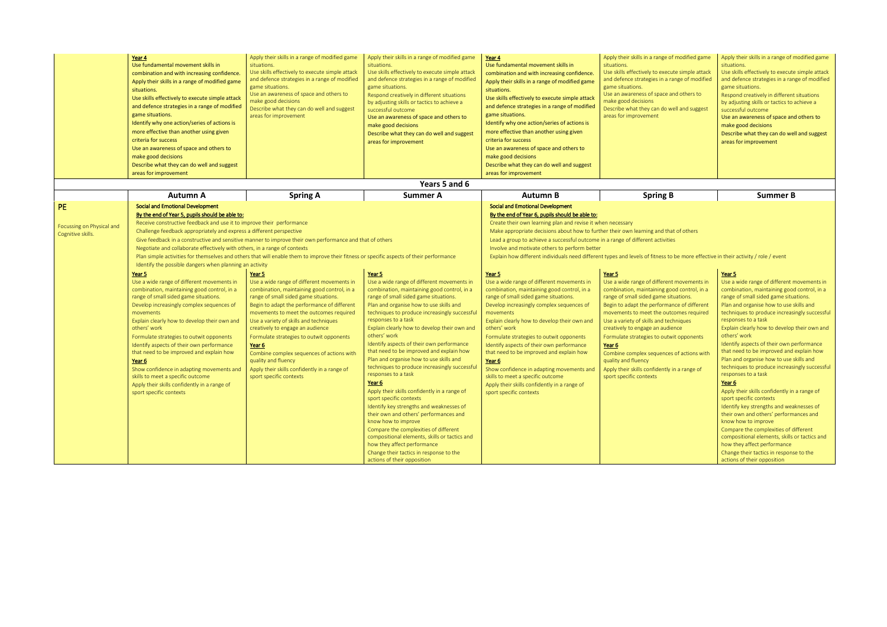| | | | | | | |
|---|---|---|---|---|---|---|
| | **Year 4**<br>Use fundamental movement skills in combination and with increasing confidence.<br>Apply their skills in a range of modified game situations.<br>Use skills effectively to execute simple attack and defence strategies in a range of modified game situations.<br>Identify why one action/series of actions is more effective than another using given criteria for success<br>Use an awareness of space and others to make good decisions<br>Describe what they can do well and suggest areas for improvement | Apply their skills in a range of modified game situations.<br>Use skills effectively to execute simple attack and defence strategies in a range of modified game situations.<br>Use an awareness of space and others to make good decisions<br>Describe what they can do well and suggest areas for improvement | Apply their skills in a range of modified game situations.<br>Use skills effectively to execute simple attack and defence strategies in a range of modified game situations.<br>Respond creatively in different situations by adjusting skills or tactics to achieve a successful outcome<br>Use an awareness of space and others to make good decisions<br>Describe what they can do well and suggest areas for improvement | **Year 4**<br>Use fundamental movement skills in combination and with increasing confidence.<br>Apply their skills in a range of modified game situations.<br>Use skills effectively to execute simple attack and defence strategies in a range of modified game situations.<br>Identify why one action/series of actions is more effective than another using given criteria for success<br>Use an awareness of space and others to make good decisions<br>Describe what they can do well and suggest areas for improvement | Apply their skills in a range of modified game situations.<br>Use skills effectively to execute simple attack and defence strategies in a range of modified game situations.<br>Use an awareness of space and others to make good decisions<br>Describe what they can do well and suggest areas for improvement | Apply their skills in a range of modified game situations.<br>Use skills effectively to execute simple attack and defence strategies in a range of modified game situations.<br>Respond creatively in different situations by adjusting skills or tactics to achieve a successful outcome<br>Use an awareness of space and others to make good decisions<br>Describe what they can do well and suggest areas for improvement |
| **Years 5 and 6** | | | | | | |
| | **Autumn A** | **Spring A** | **Summer A** | **Autumn B** | **Spring B** | **Summer B** |
| **PE**<br><br>Focussing on Physical and Cognitive skills. | **Social and Emotional Development**<br>**By the end of Year 5, pupils should be able to:**<br>Receive constructive feedback and use it to improve their performance<br>Challenge feedback appropriately and express a different perspective<br>Give feedback in a constructive and sensitive manner to improve their own performance and that of others<br>Negotiate and collaborate effectively with others, in a range of contexts<br>Plan simple activities for themselves and others that will enable them to improve their fitness or specific aspects of their performance<br>Identify the possible dangers when planning an activity | | | **Social and Emotional Development**<br>**By the end of Year 6, pupils should be able to:**<br>Create their own learning plan and revise it when necessary<br>Make appropriate decisions about how to further their own learning and that of others<br>Lead a group to achieve a successful outcome in a range of different activities<br>Involve and motivate others to perform better<br>Explain how different individuals need different types and levels of fitness to be more effective in their activity / role / event | | |
| | **Year 5**<br>Use a wide range of different movements in combination, maintaining good control, in a range of small sided game situations.<br>Develop increasingly complex sequences of movements<br>Explain clearly how to develop their own and others' work<br>Formulate strategies to outwit opponents<br>Identify aspects of their own performance that need to be improved and explain how<br>**Year 6**<br>Show confidence in adapting movements and skills to meet a specific outcome<br>Apply their skills confidently in a range of sport specific contexts | **Year 5**<br>Use a wide range of different movements in combination, maintaining good control, in a range of small sided game situations.<br>Begin to adapt the performance of different movements to meet the outcomes required<br>Use a variety of skills and techniques creatively to engage an audience<br>Formulate strategies to outwit opponents<br>**Year 6**<br>Combine complex sequences of actions with quality and fluency<br>Apply their skills confidently in a range of sport specific contexts | **Year 5**<br>Use a wide range of different movements in combination, maintaining good control, in a range of small sided game situations.<br>Plan and organise how to use skills and techniques to produce increasingly successful responses to a task<br>Explain clearly how to develop their own and others' work<br>Identify aspects of their own performance that need to be improved and explain how<br>Plan and organise how to use skills and techniques to produce increasingly successful responses to a task<br>**Year 6**<br>Apply their skills confidently in a range of sport specific contexts<br>Identify key strengths and weaknesses of their own and others' performances and know how to improve<br>Compare the complexities of different compositional elements, skills or tactics and how they affect performance<br>Change their tactics in response to the actions of their opposition | **Year 5**<br>Use a wide range of different movements in combination, maintaining good control, in a range of small sided game situations.<br>Develop increasingly complex sequences of movements<br>Explain clearly how to develop their own and others' work<br>Formulate strategies to outwit opponents<br>Identify aspects of their own performance that need to be improved and explain how<br>**Year 6**<br>Show confidence in adapting movements and skills to meet a specific outcome<br>Apply their skills confidently in a range of sport specific contexts | **Year 5**<br>Use a wide range of different movements in combination, maintaining good control, in a range of small sided game situations.<br>Begin to adapt the performance of different movements to meet the outcomes required<br>Use a variety of skills and techniques creatively to engage an audience<br>Formulate strategies to outwit opponents<br>**Year 6**<br>Combine complex sequences of actions with quality and fluency<br>Apply their skills confidently in a range of sport specific contexts | **Year 5**<br>Use a wide range of different movements in combination, maintaining good control, in a range of small sided game situations.<br>Plan and organise how to use skills and techniques to produce increasingly successful responses to a task<br>Explain clearly how to develop their own and others' work<br>Identify aspects of their own performance that need to be improved and explain how<br>Plan and organise how to use skills and techniques to produce increasingly successful responses to a task<br>**Year 6**<br>Apply their skills confidently in a range of sport specific contexts<br>Identify key strengths and weaknesses of their own and others' performances and know how to improve<br>Compare the complexities of different compositional elements, skills or tactics and how they affect performance<br>Change their tactics in response to the actions of their opposition |